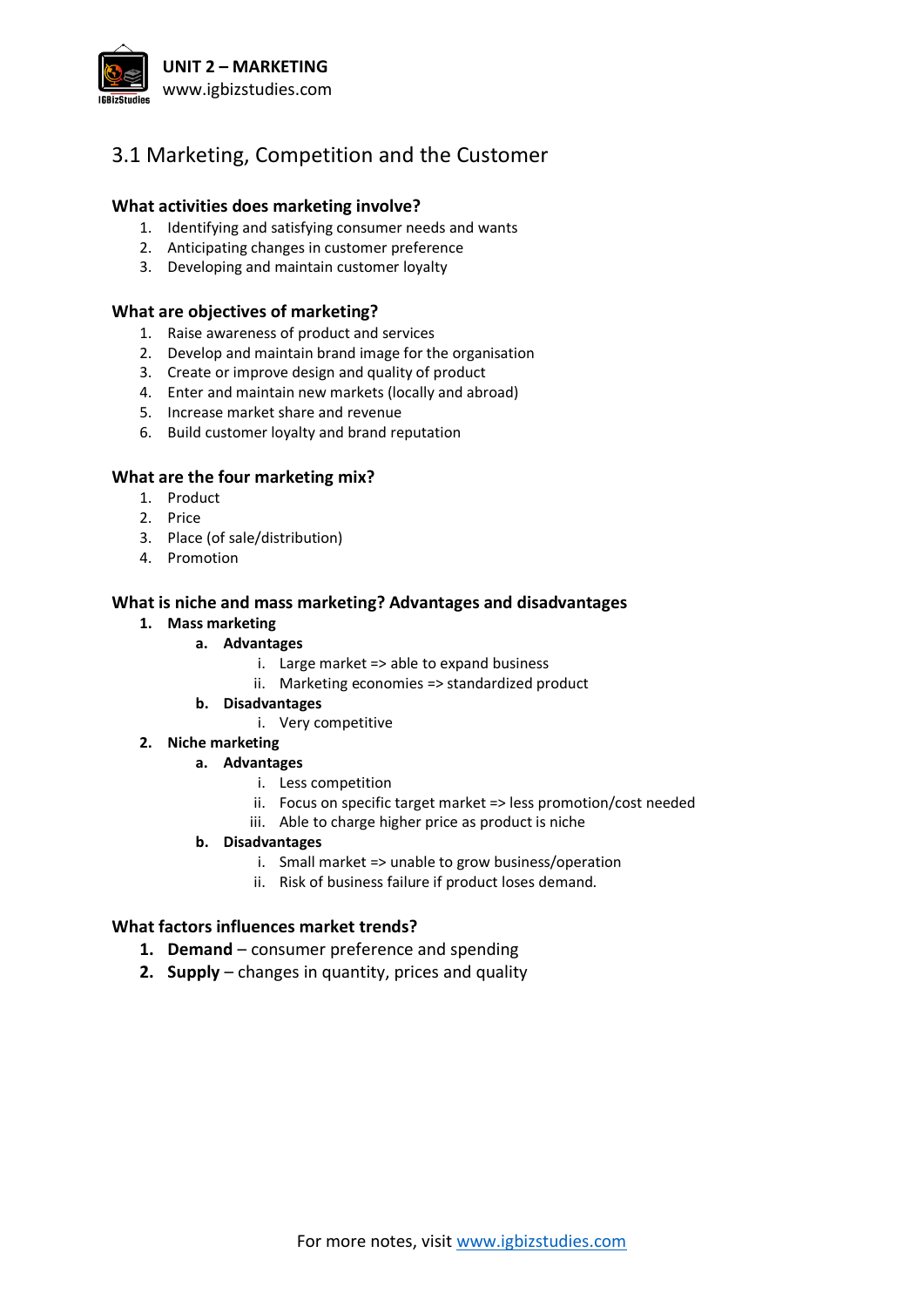# 3.1 Marketing, Competition and the Customer

### What activities does marketing involve?

1. Identifying and satisfying consumer needs and wants
2. Anticipating changes in customer preference
3. Developing and maintain customer loyalty

### What are objectives of marketing?

1. Raise awareness of product and services
2. Develop and maintain brand image for the organisation
3. Create or improve design and quality of product
4. Enter and maintain new markets (locally and abroad)
5. Increase market share and revenue
6. Build customer loyalty and brand reputation

### What are the four marketing mix?

1. Product
2. Price
3. Place (of sale/distribution)
4. Promotion

### What is niche and mass marketing? Advantages and disadvantages

1. **Mass marketing**
   - a. **Advantages**
     - i. Large market => able to expand business
     - ii. Marketing economies => standardized product
   - b. **Disadvantages**
     - i. Very competitive
2. **Niche marketing**
   - a. **Advantages**
     - i. Less competition
     - ii. Focus on specific target market => less promotion/cost needed
     - iii. Able to charge higher price as product is niche
   - b. **Disadvantages**
     - i. Small market => unable to grow business/operation
     - ii. Risk of business failure if product loses demand.

### What factors influences market trends?

1. **Demand** – consumer preference and spending
2. **Supply** – changes in quantity, prices and quality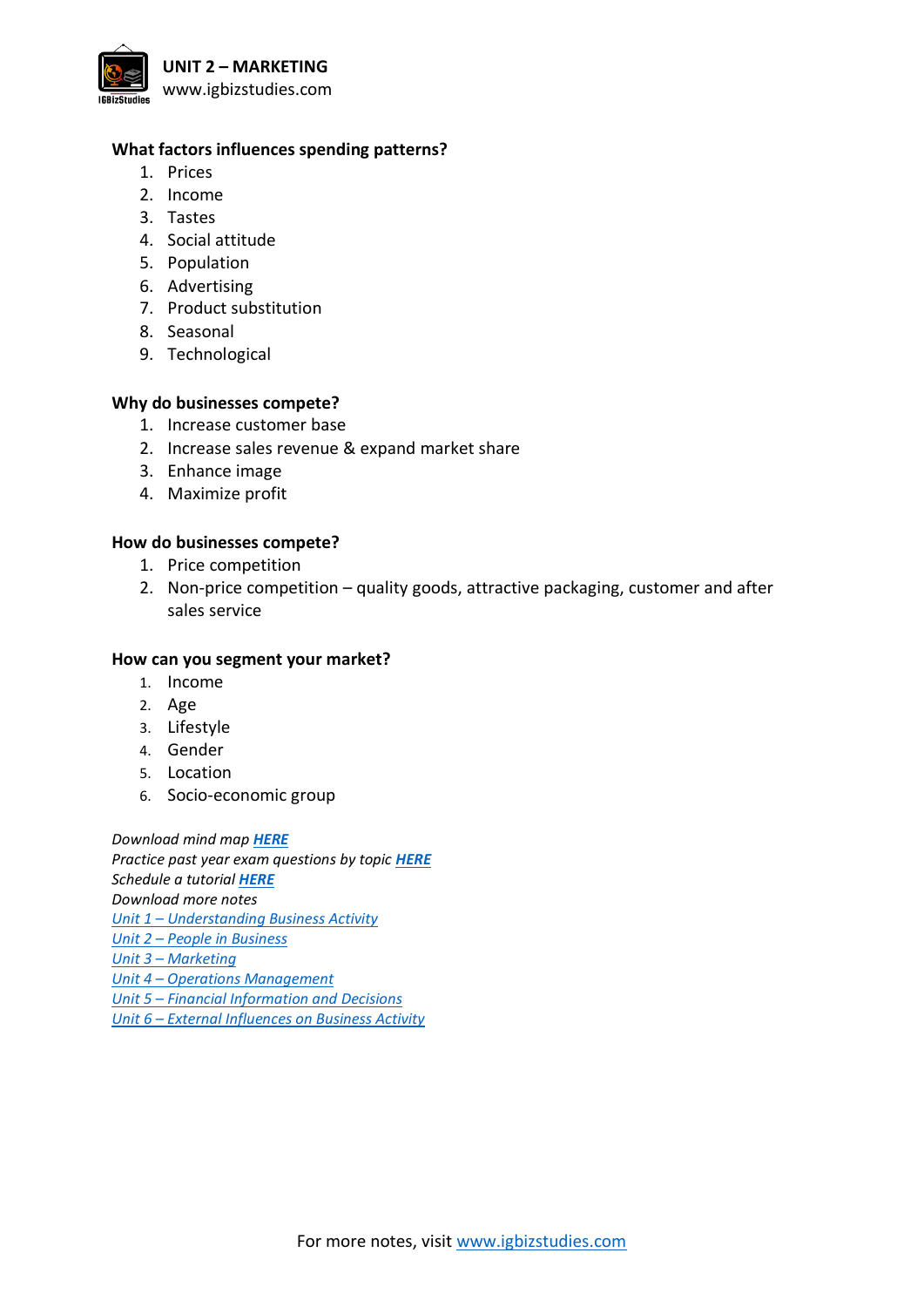**What factors influences spending patterns?**

1. Prices
2. Income
3. Tastes
4. Social attitude
5. Population
6. Advertising
7. Product substitution
8. Seasonal
9. Technological

**Why do businesses compete?**

1. Increase customer base
2. Increase sales revenue & expand market share
3. Enhance image
4. Maximize profit

**How do businesses compete?**

1. Price competition
2. Non-price competition – quality goods, attractive packaging, customer and after sales service

**How can you segment your market?**

1. Income
2. Age
3. Lifestyle
4. Gender
5. Location
6. Socio-economic group

*Download mind map **HERE***
*Practice past year exam questions by topic **HERE***
*Schedule a tutorial **HERE***
*Download more notes*
*Unit 1 – Understanding Business Activity*
*Unit 2 – People in Business*
*Unit 3 – Marketing*
*Unit 4 – Operations Management*
*Unit 5 – Financial Information and Decisions*
*Unit 6 – External Influences on Business Activity*